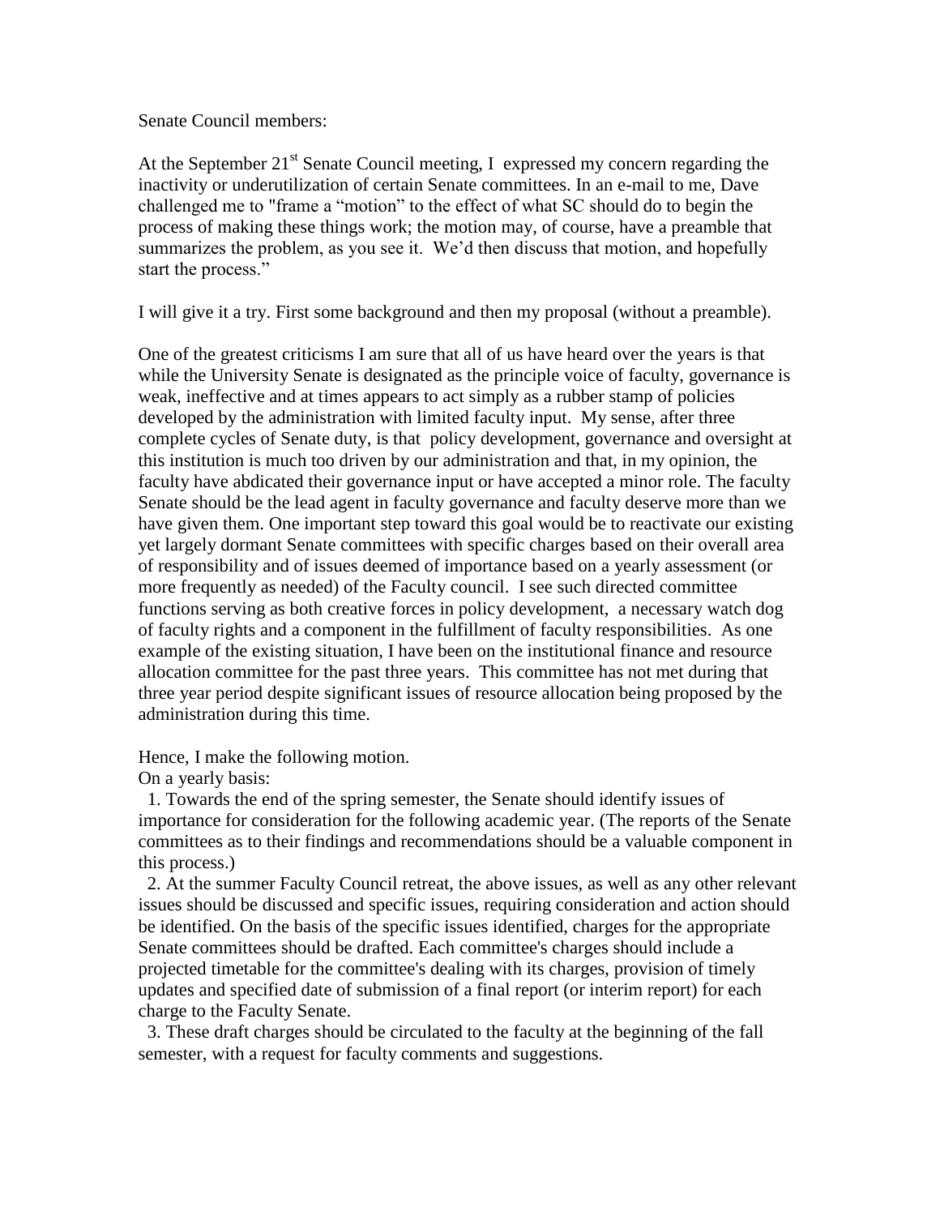Senate Council members:

At the September 21st Senate Council meeting, I expressed my concern regarding the inactivity or underutilization of certain Senate committees. In an e-mail to me, Dave challenged me to "frame a "motion" to the effect of what SC should do to begin the process of making these things work; the motion may, of course, have a preamble that summarizes the problem, as you see it. We'd then discuss that motion, and hopefully start the process."

I will give it a try. First some background and then my proposal (without a preamble).

One of the greatest criticisms I am sure that all of us have heard over the years is that while the University Senate is designated as the principle voice of faculty, governance is weak, ineffective and at times appears to act simply as a rubber stamp of policies developed by the administration with limited faculty input. My sense, after three complete cycles of Senate duty, is that policy development, governance and oversight at this institution is much too driven by our administration and that, in my opinion, the faculty have abdicated their governance input or have accepted a minor role. The faculty Senate should be the lead agent in faculty governance and faculty deserve more than we have given them. One important step toward this goal would be to reactivate our existing yet largely dormant Senate committees with specific charges based on their overall area of responsibility and of issues deemed of importance based on a yearly assessment (or more frequently as needed) of the Faculty council. I see such directed committee functions serving as both creative forces in policy development, a necessary watch dog of faculty rights and a component in the fulfillment of faculty responsibilities. As one example of the existing situation, I have been on the institutional finance and resource allocation committee for the past three years. This committee has not met during that three year period despite significant issues of resource allocation being proposed by the administration during this time.

Hence, I make the following motion.

On a yearly basis:

1. Towards the end of the spring semester, the Senate should identify issues of importance for consideration for the following academic year. (The reports of the Senate committees as to their findings and recommendations should be a valuable component in this process.)
2. At the summer Faculty Council retreat, the above issues, as well as any other relevant issues should be discussed and specific issues, requiring consideration and action should be identified. On the basis of the specific issues identified, charges for the appropriate Senate committees should be drafted. Each committee's charges should include a projected timetable for the committee's dealing with its charges, provision of timely updates and specified date of submission of a final report (or interim report) for each charge to the Faculty Senate.
3. These draft charges should be circulated to the faculty at the beginning of the fall semester, with a request for faculty comments and suggestions.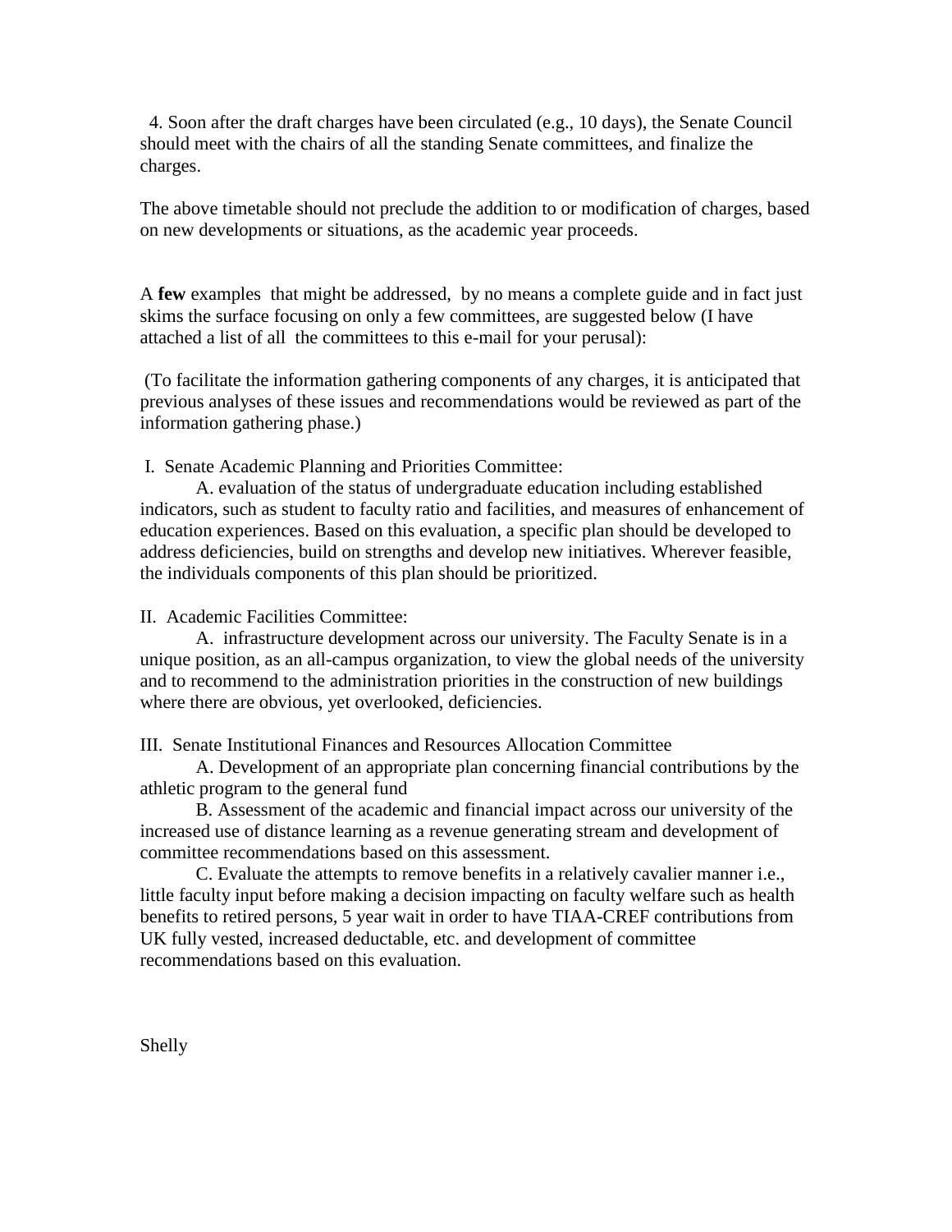4. Soon after the draft charges have been circulated (e.g., 10 days), the Senate Council should meet with the chairs of all the standing Senate committees, and finalize the charges.

The above timetable should not preclude the addition to or modification of charges, based on new developments or situations, as the academic year proceeds.

A **few** examples that might be addressed, by no means a complete guide and in fact just skims the surface focusing on only a few committees, are suggested below (I have attached a list of all the committees to this e-mail for your perusal):

(To facilitate the information gathering components of any charges, it is anticipated that previous analyses of these issues and recommendations would be reviewed as part of the information gathering phase.)

I. Senate Academic Planning and Priorities Committee:

A. evaluation of the status of undergraduate education including established indicators, such as student to faculty ratio and facilities, and measures of enhancement of education experiences. Based on this evaluation, a specific plan should be developed to address deficiencies, build on strengths and develop new initiatives. Wherever feasible, the individuals components of this plan should be prioritized.

II. Academic Facilities Committee:

A. infrastructure development across our university. The Faculty Senate is in a unique position, as an all-campus organization, to view the global needs of the university and to recommend to the administration priorities in the construction of new buildings where there are obvious, yet overlooked, deficiencies.

III. Senate Institutional Finances and Resources Allocation Committee

A. Development of an appropriate plan concerning financial contributions by the athletic program to the general fund

B. Assessment of the academic and financial impact across our university of the increased use of distance learning as a revenue generating stream and development of committee recommendations based on this assessment.

C. Evaluate the attempts to remove benefits in a relatively cavalier manner i.e., little faculty input before making a decision impacting on faculty welfare such as health benefits to retired persons, 5 year wait in order to have TIAA-CREF contributions from UK fully vested, increased deductable, etc. and development of committee recommendations based on this evaluation.

Shelly